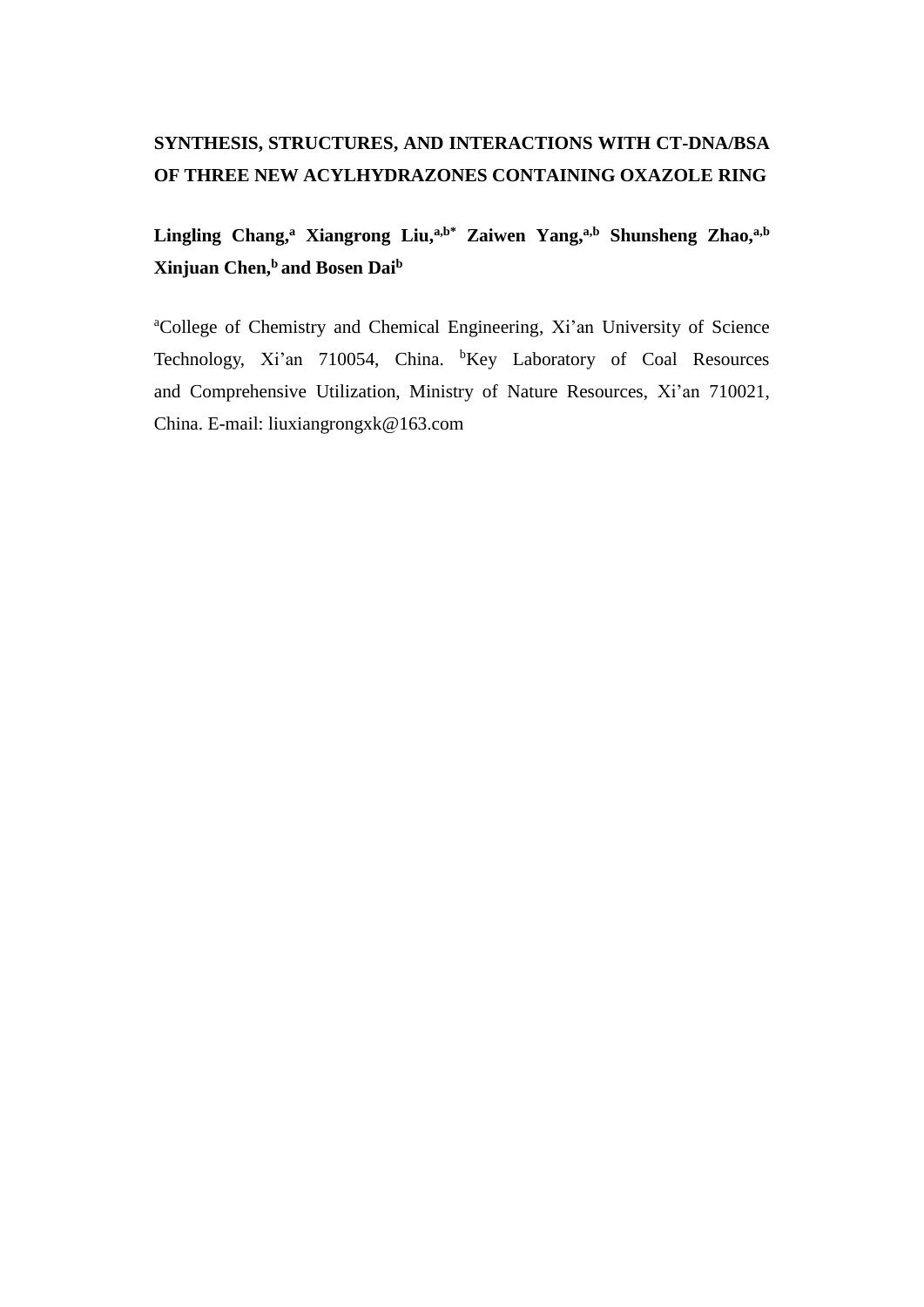# SYNTHESIS, STRUCTURES, AND INTERACTIONS WITH CT-DNA/BSA OF THREE NEW ACYLHYDRAZONES CONTAINING OXAZOLE RING

**Lingling Chang,[a] Xiangrong Liu,[a,b*] Zaiwen Yang,[a,b] Shunsheng Zhao,[a,b] Xinjuan Chen,[b] and Bosen Dai[b]**

[a]College of Chemistry and Chemical Engineering, Xi'an University of Science Technology, Xi'an 710054, China. [b]Key Laboratory of Coal Resources and Comprehensive Utilization, Ministry of Nature Resources, Xi'an 710021, China. E-mail: liuxiangrongxk@163.com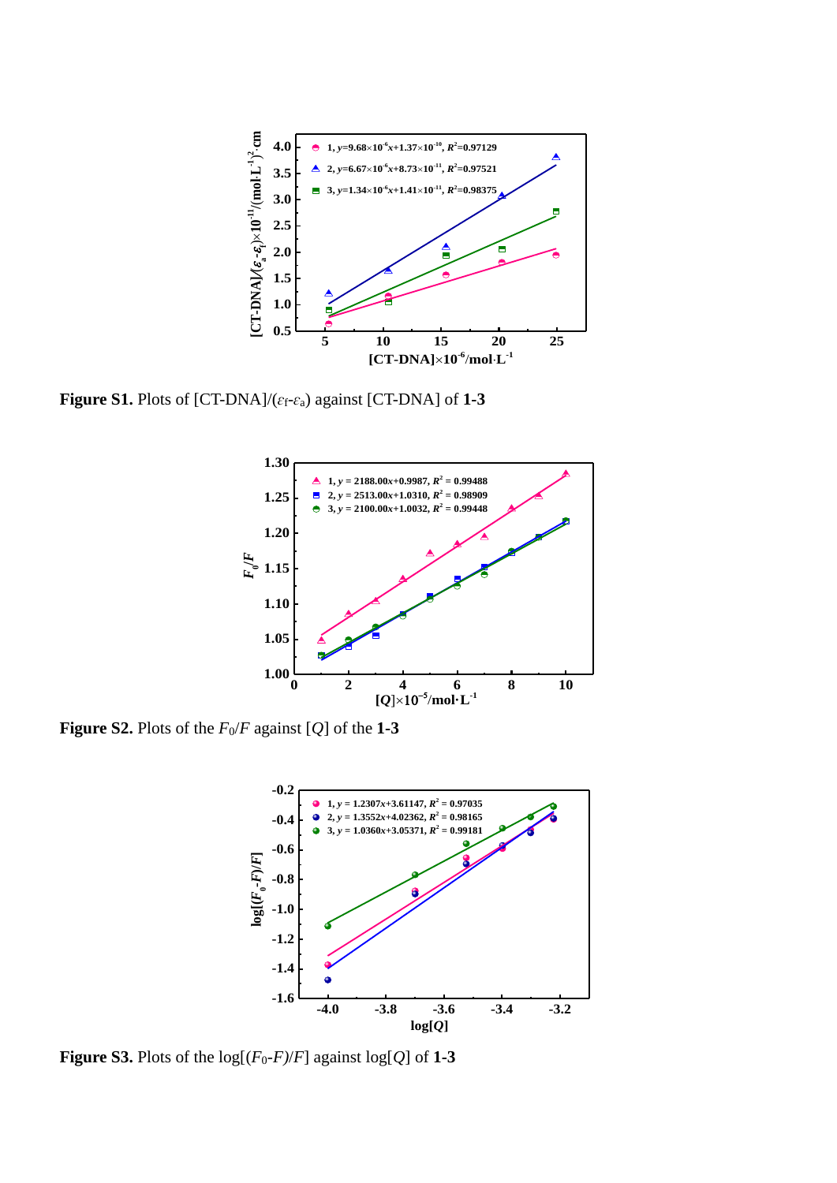**Figure S1.** Plots of [CT-DNA]/($\varepsilon_f$-$\varepsilon_a$) against [CT-DNA] of **1-3**

**Figure S2.** Plots of the $F_0/F$ against [$Q$] of the **1-3**

**Figure S3.** Plots of the log[($F_0$-$F$)/$F$] against log[$Q$] of **1-3**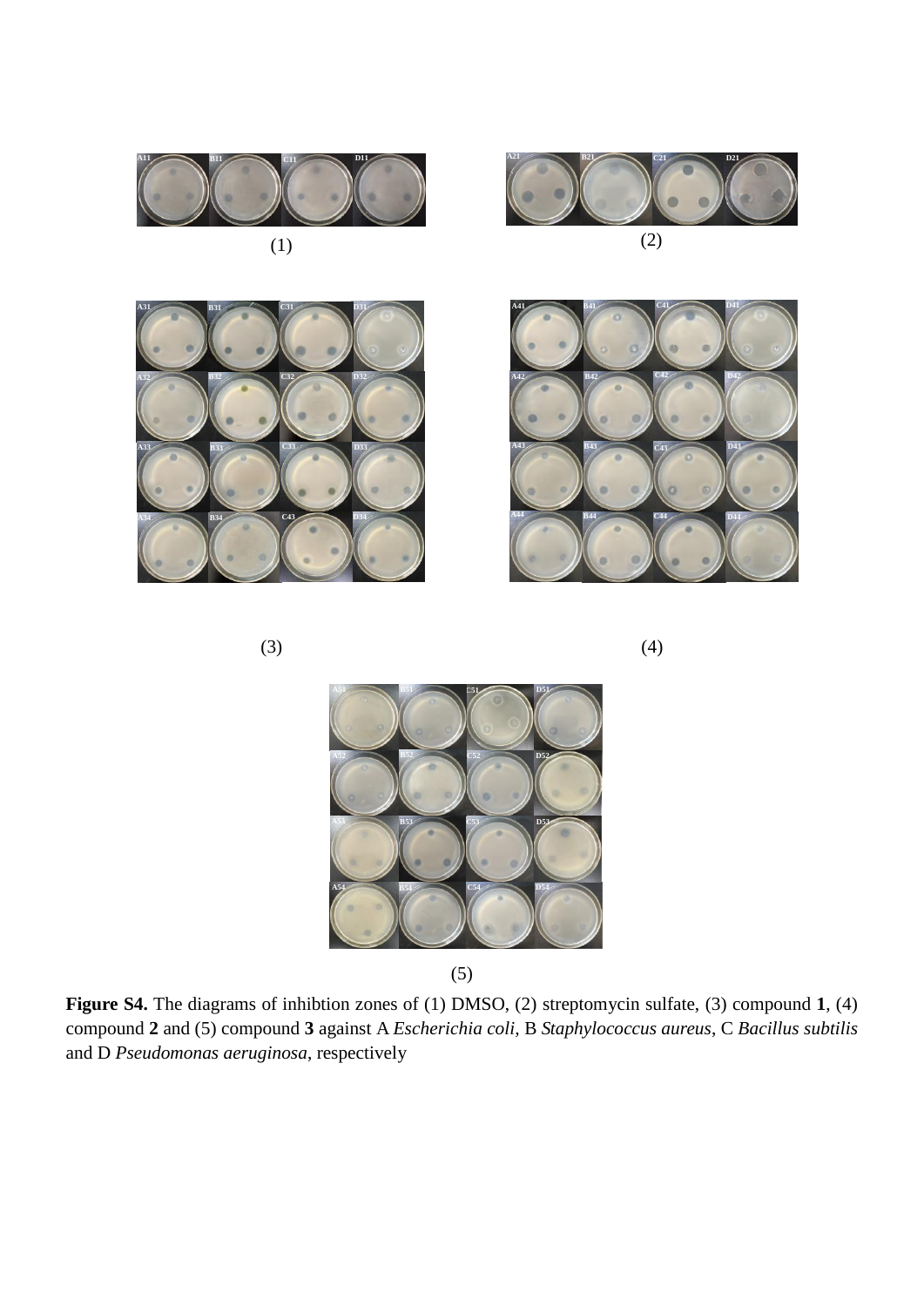(1)

(2)

(3)

(4)

(5)

**Figure S4.** The diagrams of inhibtion zones of (1) DMSO, (2) streptomycin sulfate, (3) compound **1**, (4) compound **2** and (5) compound **3** against A *Escherichia coli*, B *Staphylococcus aureus*, C *Bacillus subtilis* and D *Pseudomonas aeruginosa*, respectively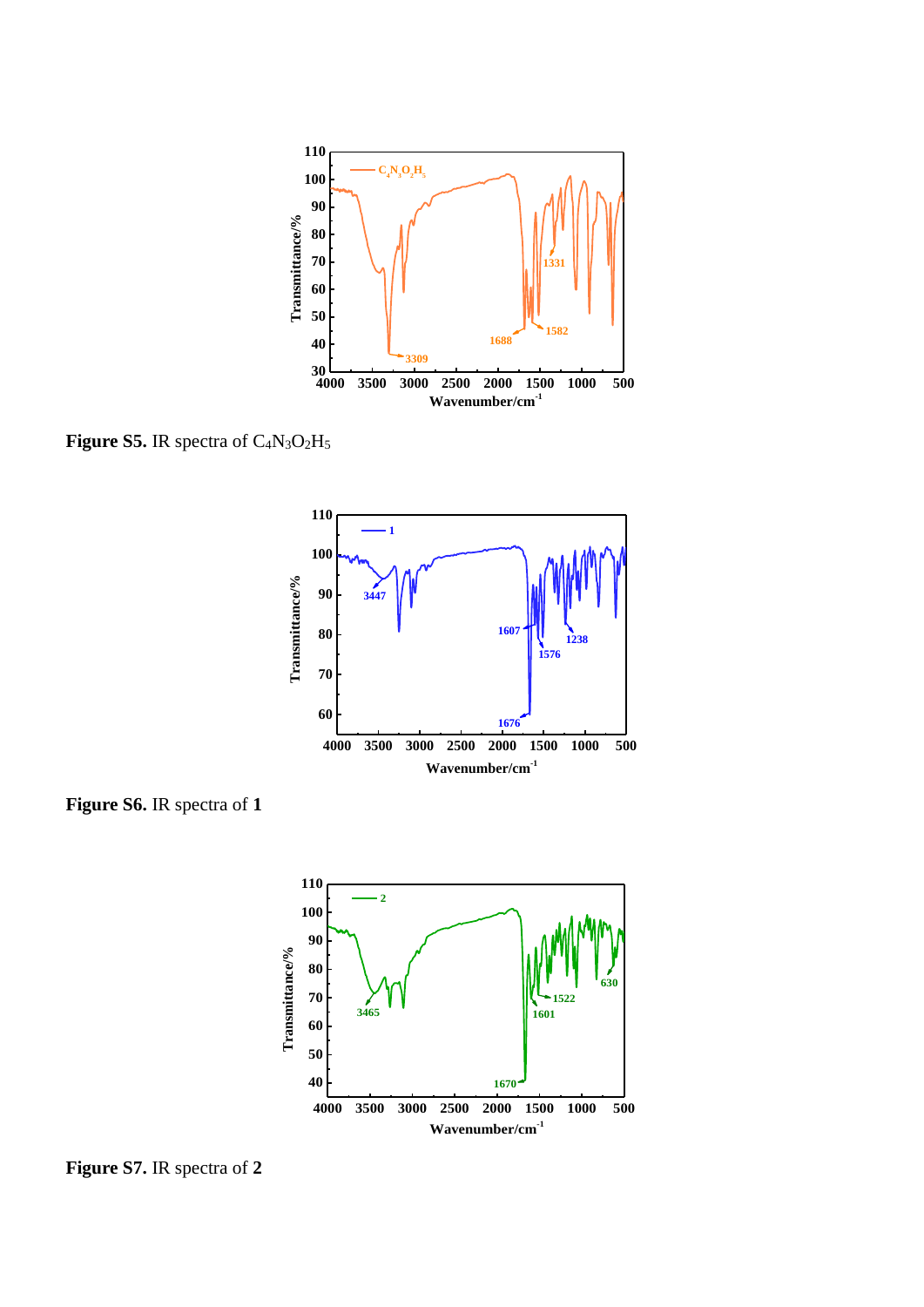**Figure S5.** IR spectra of $C_4N_3O_2H_5$

**Figure S6.** IR spectra of **1**

**Figure S7.** IR spectra of **2**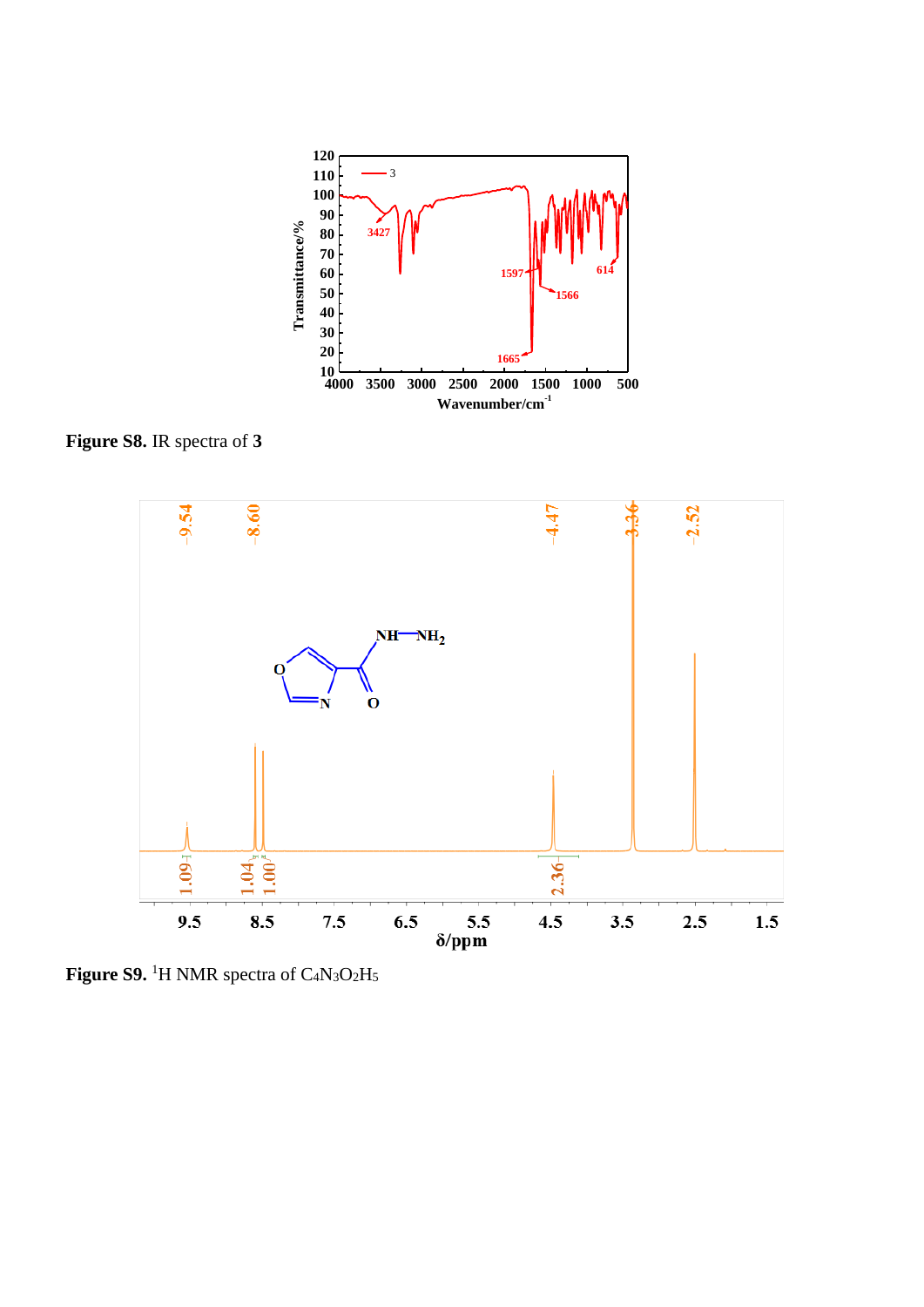**Figure S8.** IR spectra of **3**

**Figure S9.** $^1H$ NMR spectra of $C_4N_3O_2H_5$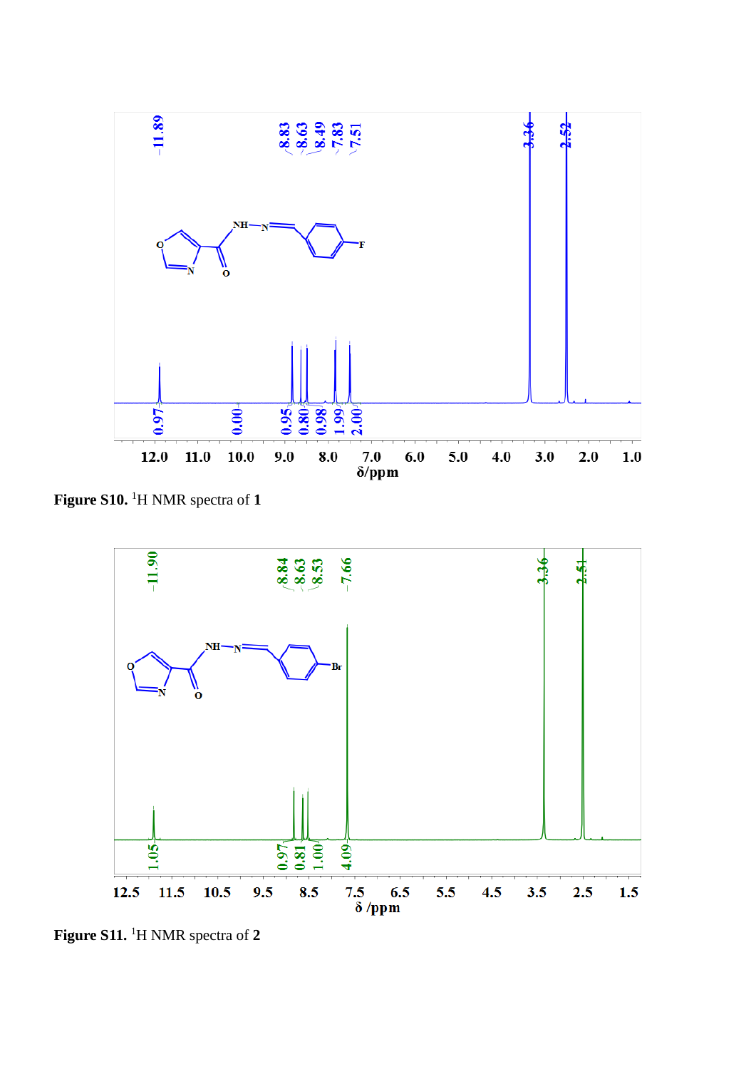Figure S10. [1]H NMR spectra of **1**

Figure S11. [1]H NMR spectra of **2**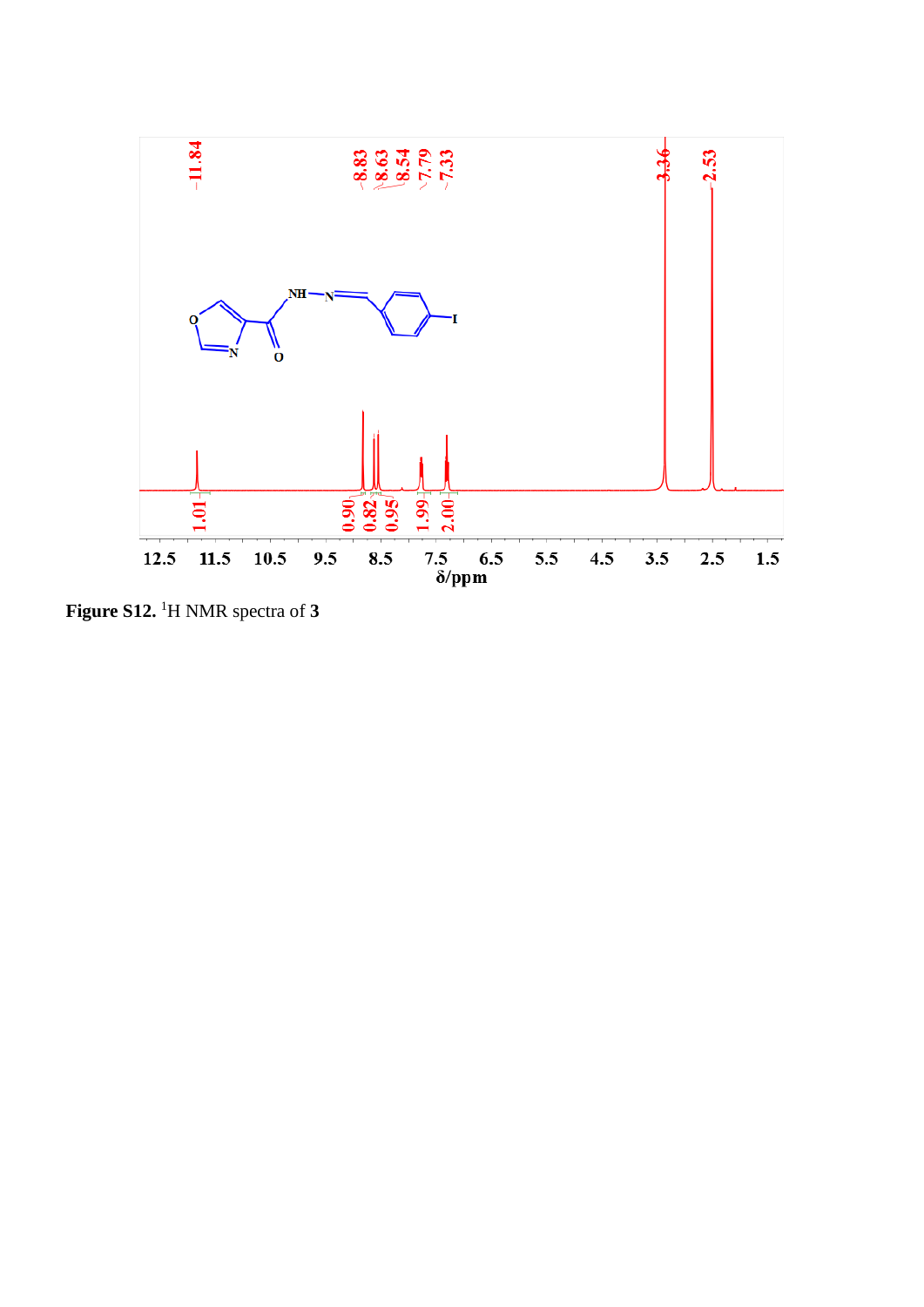11.84
8.83
8.63
8.54
7.79
7.33
3.36
2.53

1.01
0.90
0.82
0.95
1.99
2.00

12.5 11.5 10.5 9.5 8.5 7.5 6.5 5.5 4.5 3.5 2.5 1.5

δ/ppm

**Figure S12.** [1]H NMR spectra of **3**